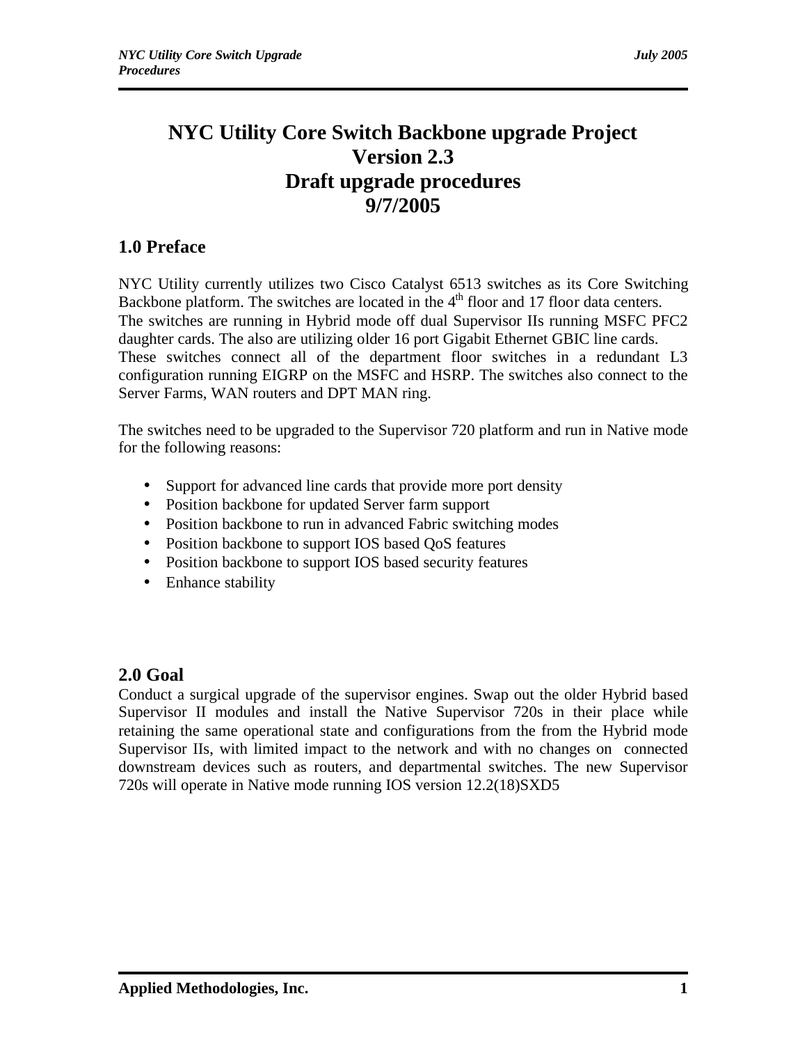# NYC Utility Core Switch Backbone upgrade Project
# Version 2.3
# Draft upgrade procedures
# 9/7/2005

## 1.0 Preface

NYC Utility currently utilizes two Cisco Catalyst 6513 switches as its Core Switching Backbone platform. The switches are located in the 4th floor and 17 floor data centers.
The switches are running in Hybrid mode off dual Supervisor IIs running MSFC PFC2 daughter cards. The also are utilizing older 16 port Gigabit Ethernet GBIC line cards.
These switches connect all of the department floor switches in a redundant L3 configuration running EIGRP on the MSFC and HSRP. The switches also connect to the Server Farms, WAN routers and DPT MAN ring.

The switches need to be upgraded to the Supervisor 720 platform and run in Native mode for the following reasons:

- Support for advanced line cards that provide more port density
- Position backbone for updated Server farm support
- Position backbone to run in advanced Fabric switching modes
- Position backbone to support IOS based QoS features
- Position backbone to support IOS based security features
- Enhance stability

## 2.0 Goal

Conduct a surgical upgrade of the supervisor engines. Swap out the older Hybrid based Supervisor II modules and install the Native Supervisor 720s in their place while retaining the same operational state and configurations from the from the Hybrid mode Supervisor IIs, with limited impact to the network and with no changes on connected downstream devices such as routers, and departmental switches. The new Supervisor 720s will operate in Native mode running IOS version 12.2(18)SXD5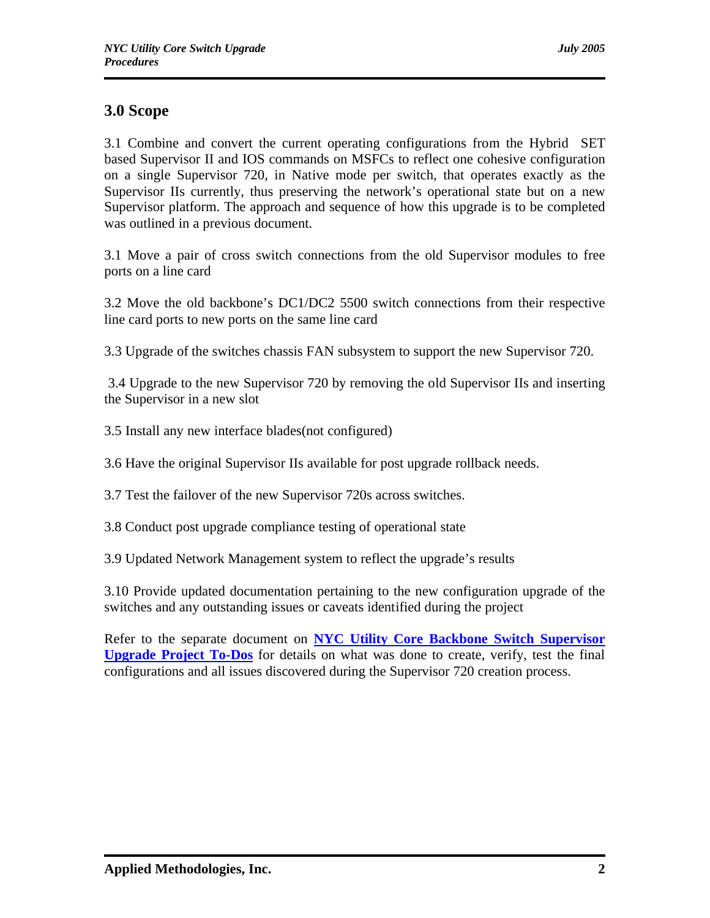## 3.0 Scope

3.1 Combine and convert the current operating configurations from the Hybrid SET based Supervisor II and IOS commands on MSFCs to reflect one cohesive configuration on a single Supervisor 720, in Native mode per switch, that operates exactly as the Supervisor IIs currently, thus preserving the network's operational state but on a new Supervisor platform. The approach and sequence of how this upgrade is to be completed was outlined in a previous document.

3.1 Move a pair of cross switch connections from the old Supervisor modules to free ports on a line card

3.2 Move the old backbone's DC1/DC2 5500 switch connections from their respective line card ports to new ports on the same line card

3.3 Upgrade of the switches chassis FAN subsystem to support the new Supervisor 720.

3.4 Upgrade to the new Supervisor 720 by removing the old Supervisor IIs and inserting the Supervisor in a new slot

3.5 Install any new interface blades(not configured)

3.6 Have the original Supervisor IIs available for post upgrade rollback needs.

3.7 Test the failover of the new Supervisor 720s across switches.

3.8 Conduct post upgrade compliance testing of operational state

3.9 Updated Network Management system to reflect the upgrade's results

3.10 Provide updated documentation pertaining to the new configuration upgrade of the switches and any outstanding issues or caveats identified during the project

Refer to the separate document on **NYC Utility Core Backbone Switch Supervisor Upgrade Project To-Dos** for details on what was done to create, verify, test the final configurations and all issues discovered during the Supervisor 720 creation process.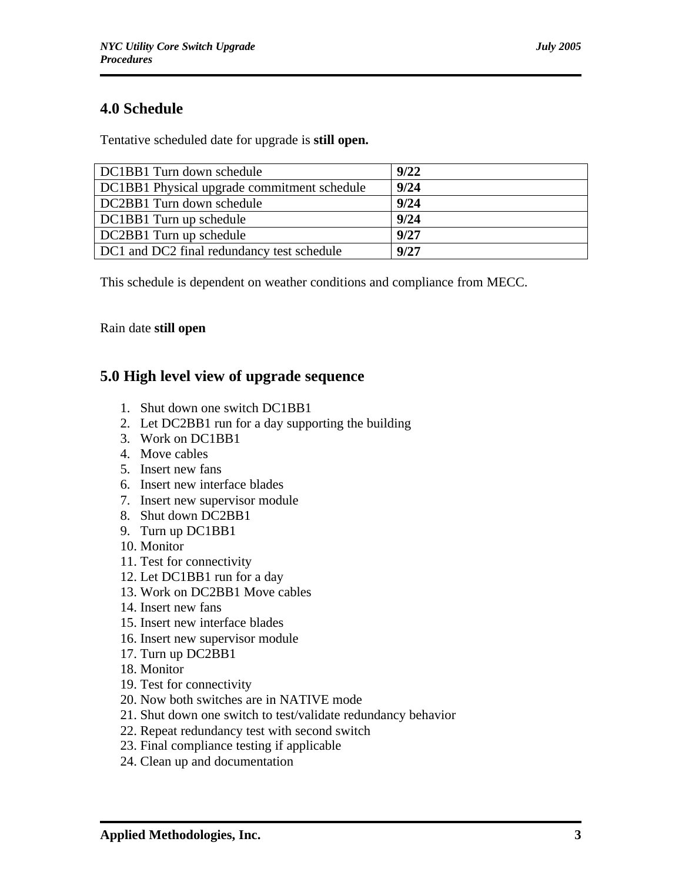## 4.0 Schedule

Tentative scheduled date for upgrade is **still open.**

| DC1BB1 Turn down schedule | **9/22** |
|---|---|
| DC1BB1 Physical upgrade commitment schedule | **9/24** |
| DC2BB1 Turn down schedule | **9/24** |
| DC1BB1 Turn up schedule | **9/24** |
| DC2BB1 Turn up schedule | **9/27** |
| DC1 and DC2 final redundancy test schedule | **9/27** |

This schedule is dependent on weather conditions and compliance from MECC.

Rain date **still open**

## 5.0 High level view of upgrade sequence

1. Shut down one switch DC1BB1
2. Let DC2BB1 run for a day supporting the building
3. Work on DC1BB1
4. Move cables
5. Insert new fans
6. Insert new interface blades
7. Insert new supervisor module
8. Shut down DC2BB1
9. Turn up DC1BB1
10. Monitor
11. Test for connectivity
12. Let DC1BB1 run for a day
13. Work on DC2BB1 Move cables
14. Insert new fans
15. Insert new interface blades
16. Insert new supervisor module
17. Turn up DC2BB1
18. Monitor
19. Test for connectivity
20. Now both switches are in NATIVE mode
21. Shut down one switch to test/validate redundancy behavior
22. Repeat redundancy test with second switch
23. Final compliance testing if applicable
24. Clean up and documentation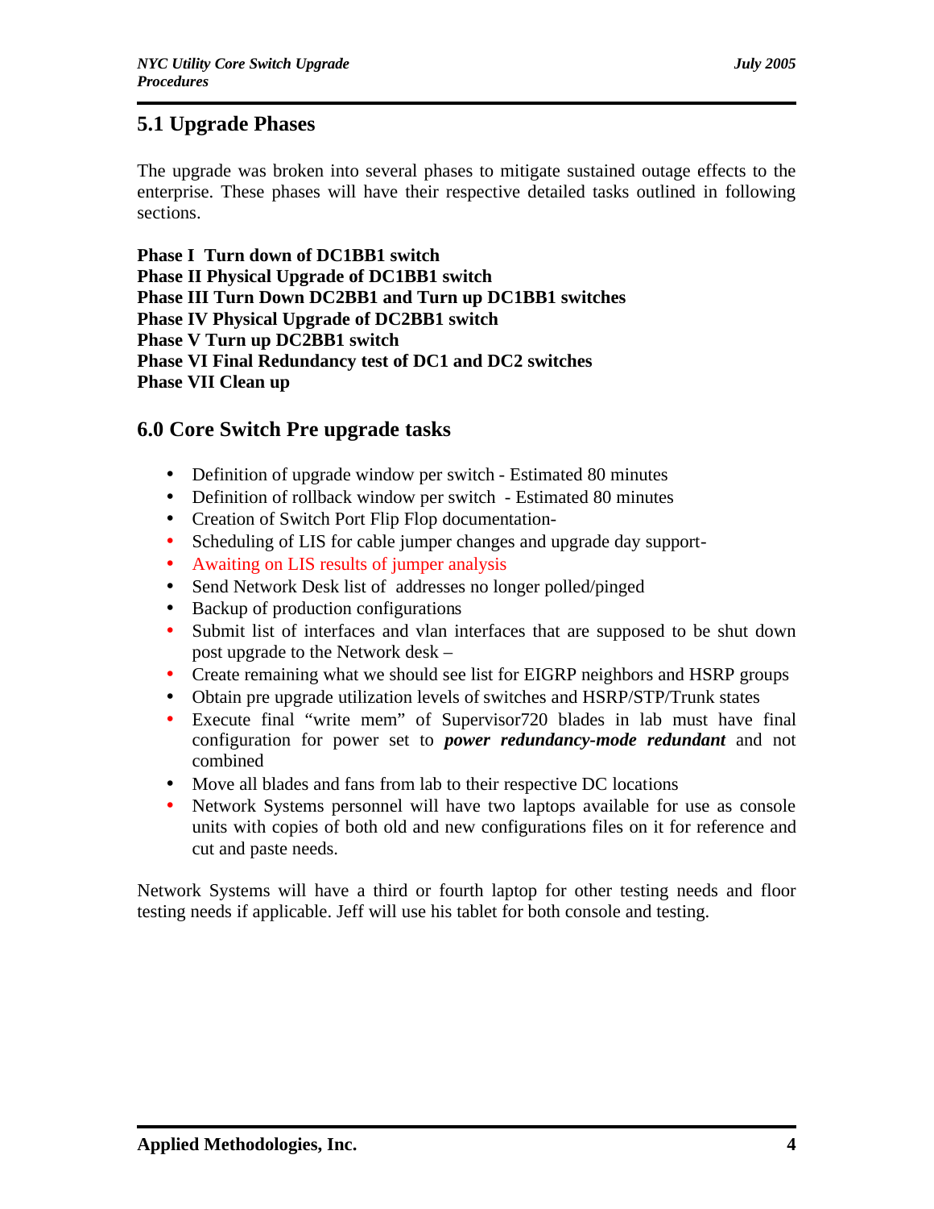## 5.1 Upgrade Phases

The upgrade was broken into several phases to mitigate sustained outage effects to the enterprise. These phases will have their respective detailed tasks outlined in following sections.

**Phase I Turn down of DC1BB1 switch**
**Phase II Physical Upgrade of DC1BB1 switch**
**Phase III Turn Down DC2BB1 and Turn up DC1BB1 switches**
**Phase IV Physical Upgrade of DC2BB1 switch**
**Phase V Turn up DC2BB1 switch**
**Phase VI Final Redundancy test of DC1 and DC2 switches**
**Phase VII Clean up**

## 6.0 Core Switch Pre upgrade tasks

- Definition of upgrade window per switch - Estimated 80 minutes
- Definition of rollback window per switch - Estimated 80 minutes
- Creation of Switch Port Flip Flop documentation-
- Scheduling of LIS for cable jumper changes and upgrade day support-
- Awaiting on LIS results of jumper analysis
- Send Network Desk list of addresses no longer polled/pinged
- Backup of production configurations
- Submit list of interfaces and vlan interfaces that are supposed to be shut down post upgrade to the Network desk –
- Create remaining what we should see list for EIGRP neighbors and HSRP groups
- Obtain pre upgrade utilization levels of switches and HSRP/STP/Trunk states
- Execute final "write mem" of Supervisor720 blades in lab must have final configuration for power set to ***power redundancy-mode redundant*** and not combined
- Move all blades and fans from lab to their respective DC locations
- Network Systems personnel will have two laptops available for use as console units with copies of both old and new configurations files on it for reference and cut and paste needs.

Network Systems will have a third or fourth laptop for other testing needs and floor testing needs if applicable. Jeff will use his tablet for both console and testing.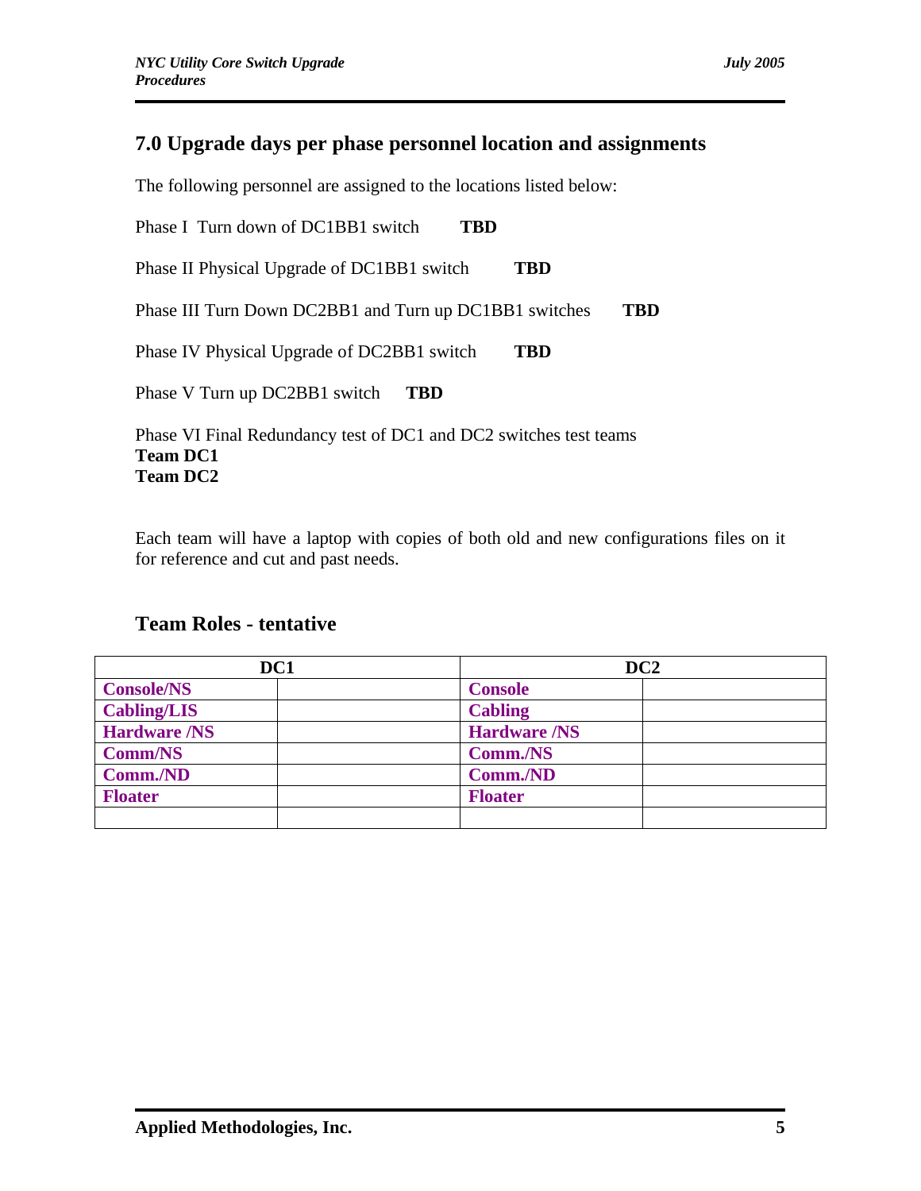## 7.0 Upgrade days per phase personnel location and assignments

The following personnel are assigned to the locations listed below:

Phase I Turn down of DC1BB1 switch **TBD**

Phase II Physical Upgrade of DC1BB1 switch **TBD**

Phase III Turn Down DC2BB1 and Turn up DC1BB1 switches **TBD**

Phase IV Physical Upgrade of DC2BB1 switch **TBD**

Phase V Turn up DC2BB1 switch **TBD**

Phase VI Final Redundancy test of DC1 and DC2 switches test teams
**Team DC1**
**Team DC2**

Each team will have a laptop with copies of both old and new configurations files on it for reference and cut and past needs.

### Team Roles - tentative

| DC1 | | DC2 | |
|---|---|---|---|
| **Console/NS** | | **Console** | |
| **Cabling/LIS** | | **Cabling** | |
| **Hardware /NS** | | **Hardware /NS** | |
| **Comm/NS** | | **Comm./NS** | |
| **Comm./ND** | | **Comm./ND** | |
| **Floater** | | **Floater** | |
| | | | |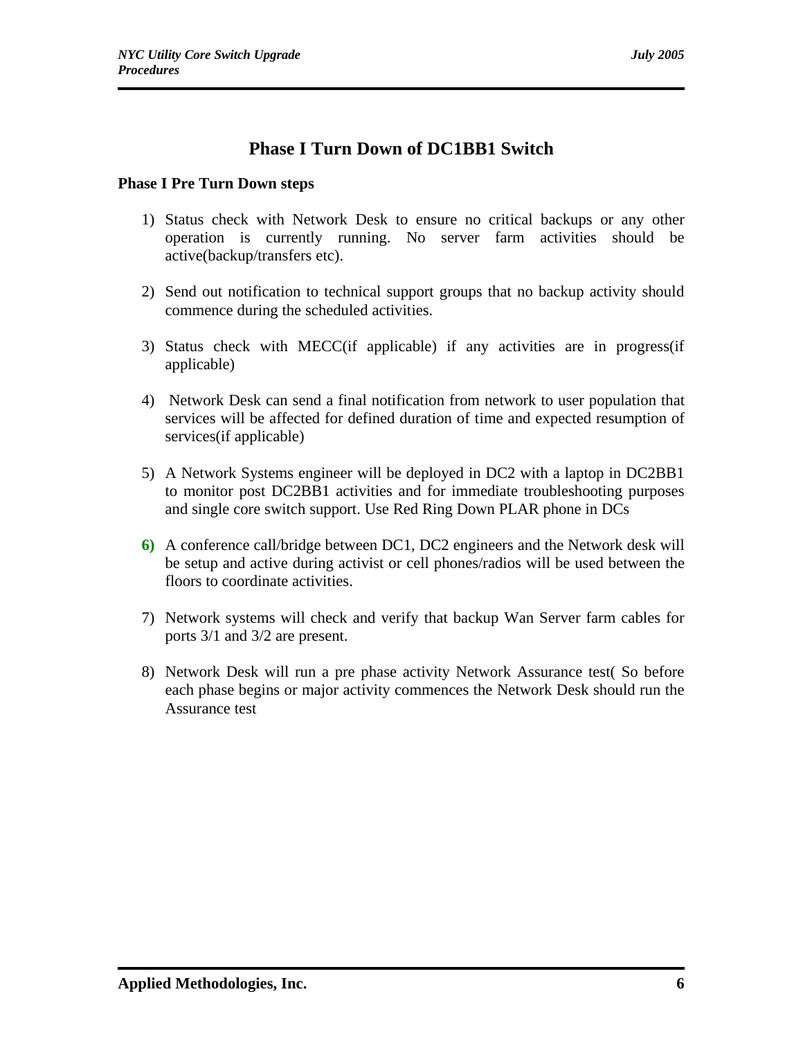# Phase I Turn Down of DC1BB1 Switch

**Phase I Pre Turn Down steps**

1) Status check with Network Desk to ensure no critical backups or any other operation is currently running. No server farm activities should be active(backup/transfers etc).

2) Send out notification to technical support groups that no backup activity should commence during the scheduled activities.

3) Status check with MECC(if applicable) if any activities are in progress(if applicable)

4) Network Desk can send a final notification from network to user population that services will be affected for defined duration of time and expected resumption of services(if applicable)

5) A Network Systems engineer will be deployed in DC2 with a laptop in DC2BB1 to monitor post DC2BB1 activities and for immediate troubleshooting purposes and single core switch support. Use Red Ring Down PLAR phone in DCs

6) A conference call/bridge between DC1, DC2 engineers and the Network desk will be setup and active during activist or cell phones/radios will be used between the floors to coordinate activities.

7) Network systems will check and verify that backup Wan Server farm cables for ports 3/1 and 3/2 are present.

8) Network Desk will run a pre phase activity Network Assurance test( So before each phase begins or major activity commences the Network Desk should run the Assurance test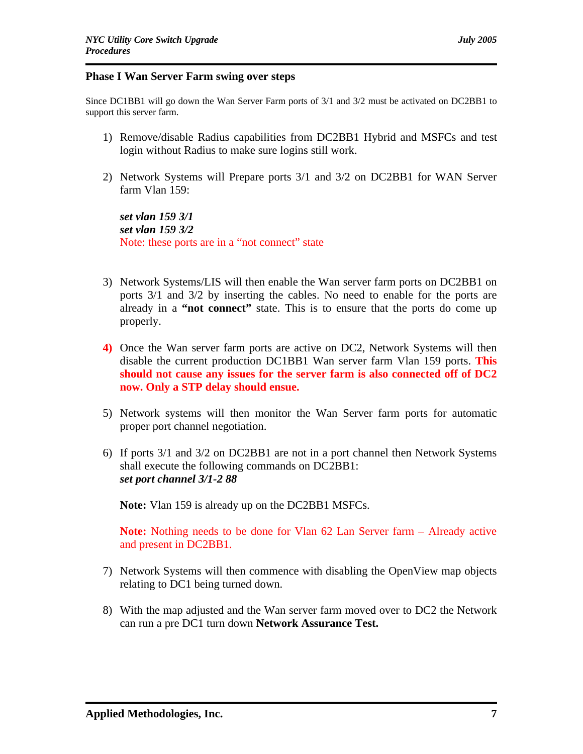### Phase I Wan Server Farm swing over steps

Since DC1BB1 will go down the Wan Server Farm ports of 3/1 and 3/2 must be activated on DC2BB1 to support this server farm.

1) Remove/disable Radius capabilities from DC2BB1 Hybrid and MSFCs and test login without Radius to make sure logins still work.

2) Network Systems will Prepare ports 3/1 and 3/2 on DC2BB1 for WAN Server farm Vlan 159:

   ***set vlan 159 3/1***
   ***set vlan 159 3/2***
   Note: these ports are in a "not connect" state

3) Network Systems/LIS will then enable the Wan server farm ports on DC2BB1 on ports 3/1 and 3/2 by inserting the cables. No need to enable for the ports are already in a **"not connect"** state. This is to ensure that the ports do come up properly.

4) Once the Wan server farm ports are active on DC2, Network Systems will then disable the current production DC1BB1 Wan server farm Vlan 159 ports. **This should not cause any issues for the server farm is also connected off of DC2 now. Only a STP delay should ensue.**

5) Network systems will then monitor the Wan Server farm ports for automatic proper port channel negotiation.

6) If ports 3/1 and 3/2 on DC2BB1 are not in a port channel then Network Systems shall execute the following commands on DC2BB1:
   ***set port channel 3/1-2 88***

   **Note:** Vlan 159 is already up on the DC2BB1 MSFCs.

   **Note:** Nothing needs to be done for Vlan 62 Lan Server farm – Already active and present in DC2BB1.

7) Network Systems will then commence with disabling the OpenView map objects relating to DC1 being turned down.

8) With the map adjusted and the Wan server farm moved over to DC2 the Network can run a pre DC1 turn down **Network Assurance Test.**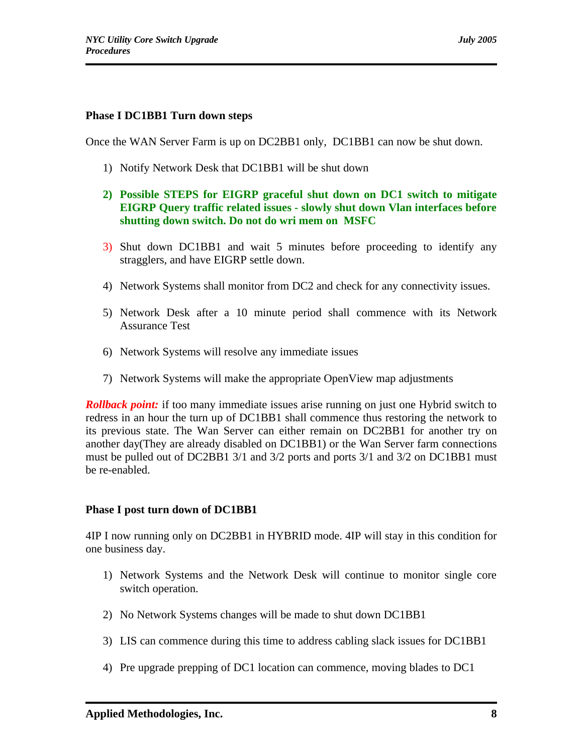### Phase I DC1BB1 Turn down steps

Once the WAN Server Farm is up on DC2BB1 only,  DC1BB1 can now be shut down.

1) Notify Network Desk that DC1BB1 will be shut down
2) **Possible STEPS for EIGRP graceful shut down on DC1 switch to mitigate EIGRP Query traffic related issues - slowly shut down Vlan interfaces before shutting down switch. Do not do wri mem on MSFC**
3) Shut down DC1BB1 and wait 5 minutes before proceeding to identify any stragglers, and have EIGRP settle down.
4) Network Systems shall monitor from DC2 and check for any connectivity issues.
5) Network Desk after a 10 minute period shall commence with its Network Assurance Test
6) Network Systems will resolve any immediate issues
7) Network Systems will make the appropriate OpenView map adjustments

***Rollback point:*** if too many immediate issues arise running on just one Hybrid switch to redress in an hour the turn up of DC1BB1 shall commence thus restoring the network to its previous state. The Wan Server can either remain on DC2BB1 for another try on another day(They are already disabled on DC1BB1) or the Wan Server farm connections must be pulled out of DC2BB1 3/1 and 3/2 ports and ports 3/1 and 3/2 on DC1BB1 must be re-enabled.

### Phase I post turn down of DC1BB1

4IP I now running only on DC2BB1 in HYBRID mode. 4IP will stay in this condition for one business day.

1) Network Systems and the Network Desk will continue to monitor single core switch operation.
2) No Network Systems changes will be made to shut down DC1BB1
3) LIS can commence during this time to address cabling slack issues for DC1BB1
4) Pre upgrade prepping of DC1 location can commence, moving blades to DC1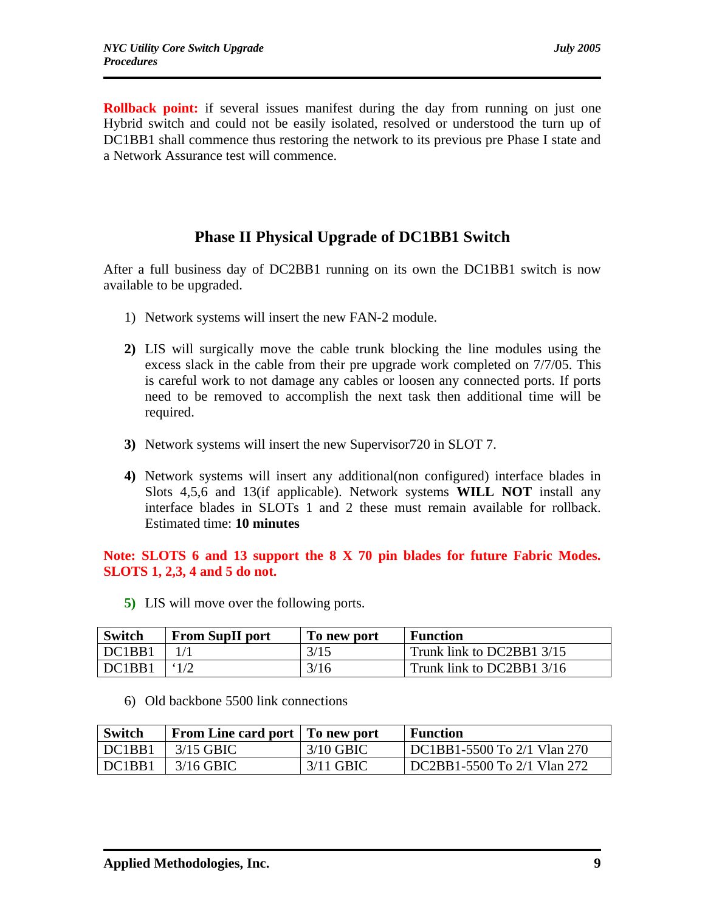**Rollback point:** if several issues manifest during the day from running on just one Hybrid switch and could not be easily isolated, resolved or understood the turn up of DC1BB1 shall commence thus restoring the network to its previous pre Phase I state and a Network Assurance test will commence.

## Phase II Physical Upgrade of DC1BB1 Switch

After a full business day of DC2BB1 running on its own the DC1BB1 switch is now available to be upgraded.

1) Network systems will insert the new FAN-2 module.

2) LIS will surgically move the cable trunk blocking the line modules using the excess slack in the cable from their pre upgrade work completed on 7/7/05. This is careful work to not damage any cables or loosen any connected ports. If ports need to be removed to accomplish the next task then additional time will be required.

3) Network systems will insert the new Supervisor720 in SLOT 7.

4) Network systems will insert any additional(non configured) interface blades in Slots 4,5,6 and 13(if applicable). Network systems **WILL NOT** install any interface blades in SLOTs 1 and 2 these must remain available for rollback. Estimated time: **10 minutes**

**Note: SLOTS 6 and 13 support the 8 X 70 pin blades for future Fabric Modes. SLOTS 1, 2,3, 4 and 5 do not.**

5) LIS will move over the following ports.

| Switch | From SupII port | To new port | Function |
|---|---|---|---|
| DC1BB1 | 1/1 | 3/15 | Trunk link to DC2BB1 3/15 |
| DC1BB1 | '1/2 | 3/16 | Trunk link to DC2BB1 3/16 |

6) Old backbone 5500 link connections

| Switch | From Line card port | To new port | Function |
|---|---|---|---|
| DC1BB1 | 3/15 GBIC | 3/10 GBIC | DC1BB1-5500 To 2/1 Vlan 270 |
| DC1BB1 | 3/16 GBIC | 3/11 GBIC | DC2BB1-5500 To 2/1 Vlan 272 |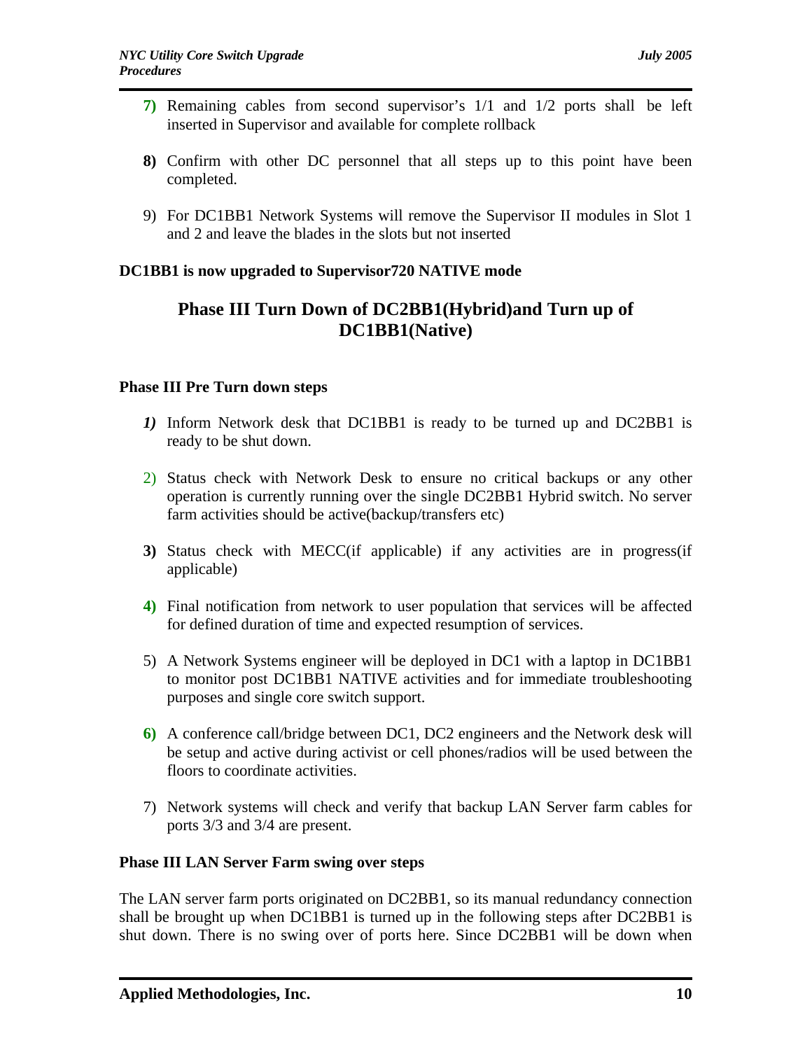7) Remaining cables from second supervisor's 1/1 and 1/2 ports shall be left inserted in Supervisor and available for complete rollback

8) Confirm with other DC personnel that all steps up to this point have been completed.

9) For DC1BB1 Network Systems will remove the Supervisor II modules in Slot 1 and 2 and leave the blades in the slots but not inserted

**DC1BB1 is now upgraded to Supervisor720 NATIVE mode**

## Phase III Turn Down of DC2BB1(Hybrid)and Turn up of DC1BB1(Native)

**Phase III Pre Turn down steps**

1) Inform Network desk that DC1BB1 is ready to be turned up and DC2BB1 is ready to be shut down.

2) Status check with Network Desk to ensure no critical backups or any other operation is currently running over the single DC2BB1 Hybrid switch. No server farm activities should be active(backup/transfers etc)

3) Status check with MECC(if applicable) if any activities are in progress(if applicable)

4) Final notification from network to user population that services will be affected for defined duration of time and expected resumption of services.

5) A Network Systems engineer will be deployed in DC1 with a laptop in DC1BB1 to monitor post DC1BB1 NATIVE activities and for immediate troubleshooting purposes and single core switch support.

6) A conference call/bridge between DC1, DC2 engineers and the Network desk will be setup and active during activist or cell phones/radios will be used between the floors to coordinate activities.

7) Network systems will check and verify that backup LAN Server farm cables for ports 3/3 and 3/4 are present.

**Phase III LAN Server Farm swing over steps**

The LAN server farm ports originated on DC2BB1, so its manual redundancy connection shall be brought up when DC1BB1 is turned up in the following steps after DC2BB1 is shut down. There is no swing over of ports here. Since DC2BB1 will be down when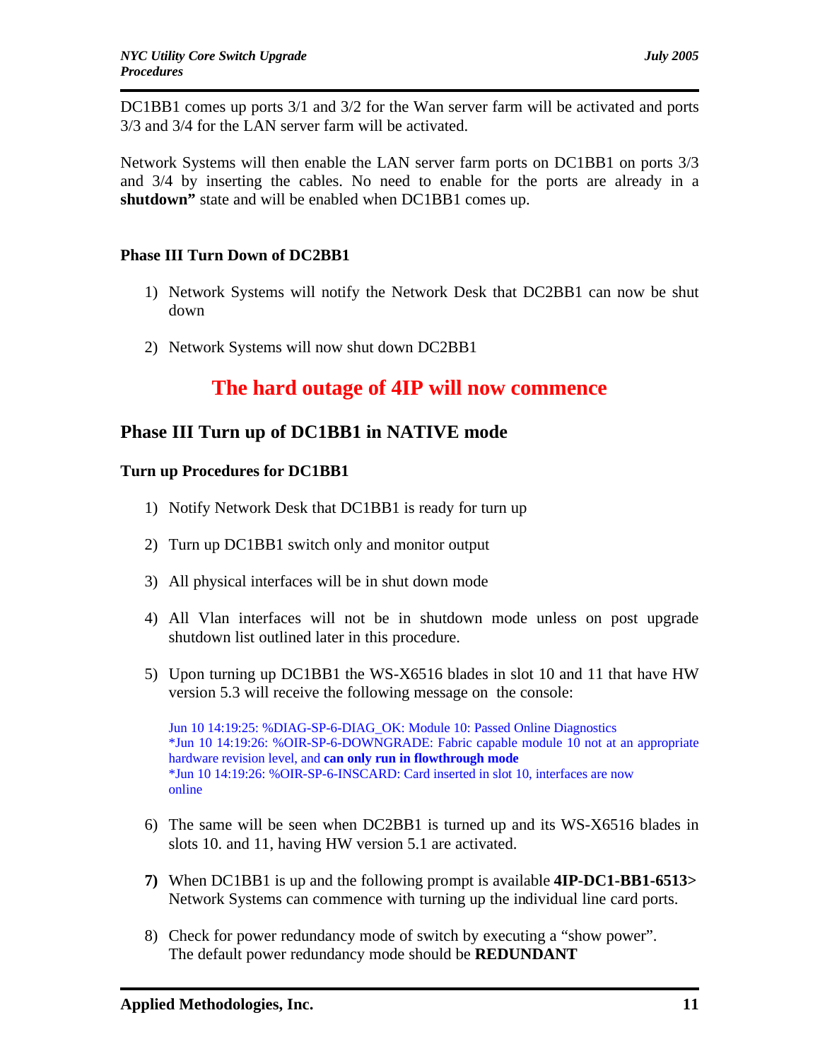DC1BB1 comes up ports 3/1 and 3/2 for the Wan server farm will be activated and ports 3/3 and 3/4 for the LAN server farm will be activated.

Network Systems will then enable the LAN server farm ports on DC1BB1 on ports 3/3 and 3/4 by inserting the cables. No need to enable for the ports are already in a **shutdown”** state and will be enabled when DC1BB1 comes up.

### Phase III Turn Down of DC2BB1

1) Network Systems will notify the Network Desk that DC2BB1 can now be shut down

2) Network Systems will now shut down DC2BB1

## The hard outage of 4IP will now commence

## Phase III Turn up of DC1BB1 in NATIVE mode

### Turn up Procedures for DC1BB1

1) Notify Network Desk that DC1BB1 is ready for turn up

2) Turn up DC1BB1 switch only and monitor output

3) All physical interfaces will be in shut down mode

4) All Vlan interfaces will not be in shutdown mode unless on post upgrade shutdown list outlined later in this procedure.

5) Upon turning up DC1BB1 the WS-X6516 blades in slot 10 and 11 that have HW version 5.3 will receive the following message on the console:

   Jun 10 14:19:25: %DIAG-SP-6-DIAG_OK: Module 10: Passed Online Diagnostics
   *Jun 10 14:19:26: %OIR-SP-6-DOWNGRADE: Fabric capable module 10 not at an appropriate hardware revision level, and **can only run in flowthrough mode**
   *Jun 10 14:19:26: %OIR-SP-6-INSCARD: Card inserted in slot 10, interfaces are now online

6) The same will be seen when DC2BB1 is turned up and its WS-X6516 blades in slots 10. and 11, having HW version 5.1 are activated.

**7)** When DC1BB1 is up and the following prompt is available **4IP-DC1-BB1-6513>** Network Systems can commence with turning up the individual line card ports.

8) Check for power redundancy mode of switch by executing a “show power”. The default power redundancy mode should be **REDUNDANT**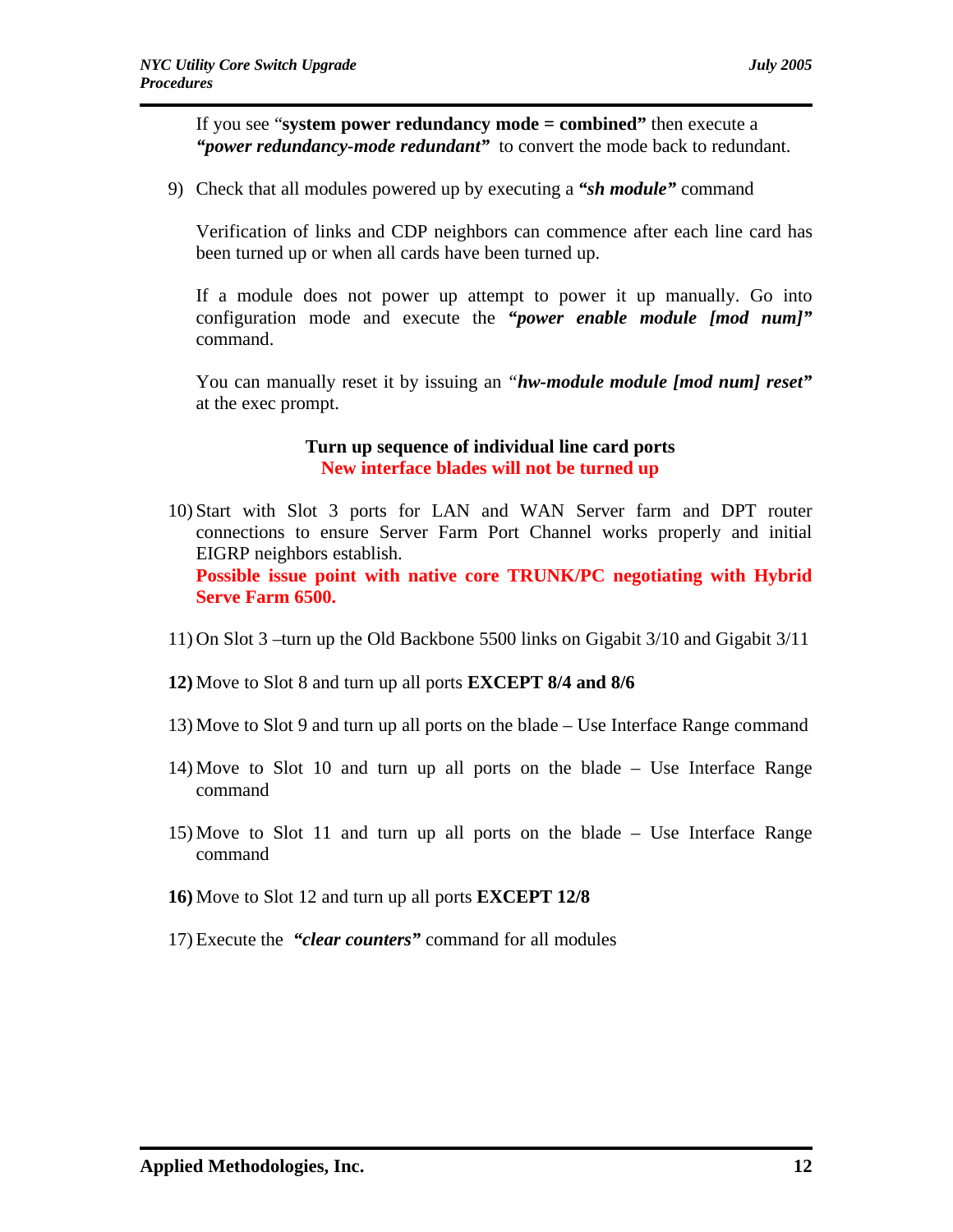If you see "**system power redundancy mode = combined"** then execute a ***"power redundancy-mode redundant"*** to convert the mode back to redundant.

9) Check that all modules powered up by executing a ***"sh module"*** command

   Verification of links and CDP neighbors can commence after each line card has been turned up or when all cards have been turned up.

   If a module does not power up attempt to power it up manually. Go into configuration mode and execute the ***"power enable module [mod num]"*** command.

   You can manually reset it by issuing an "***hw-module module [mod num] reset"*** at the exec prompt.

**Turn up sequence of individual line card ports**
**New interface blades will not be turned up**

10) Start with Slot 3 ports for LAN and WAN Server farm and DPT router connections to ensure Server Farm Port Channel works properly and initial EIGRP neighbors establish.
    **Possible issue point with native core TRUNK/PC negotiating with Hybrid Serve Farm 6500.**

11) On Slot 3 –turn up the Old Backbone 5500 links on Gigabit 3/10 and Gigabit 3/11

**12)** Move to Slot 8 and turn up all ports **EXCEPT 8/4 and 8/6**

13) Move to Slot 9 and turn up all ports on the blade – Use Interface Range command

14) Move to Slot 10 and turn up all ports on the blade – Use Interface Range command

15) Move to Slot 11 and turn up all ports on the blade – Use Interface Range command

**16)** Move to Slot 12 and turn up all ports **EXCEPT 12/8**

17) Execute the ***"clear counters"*** command for all modules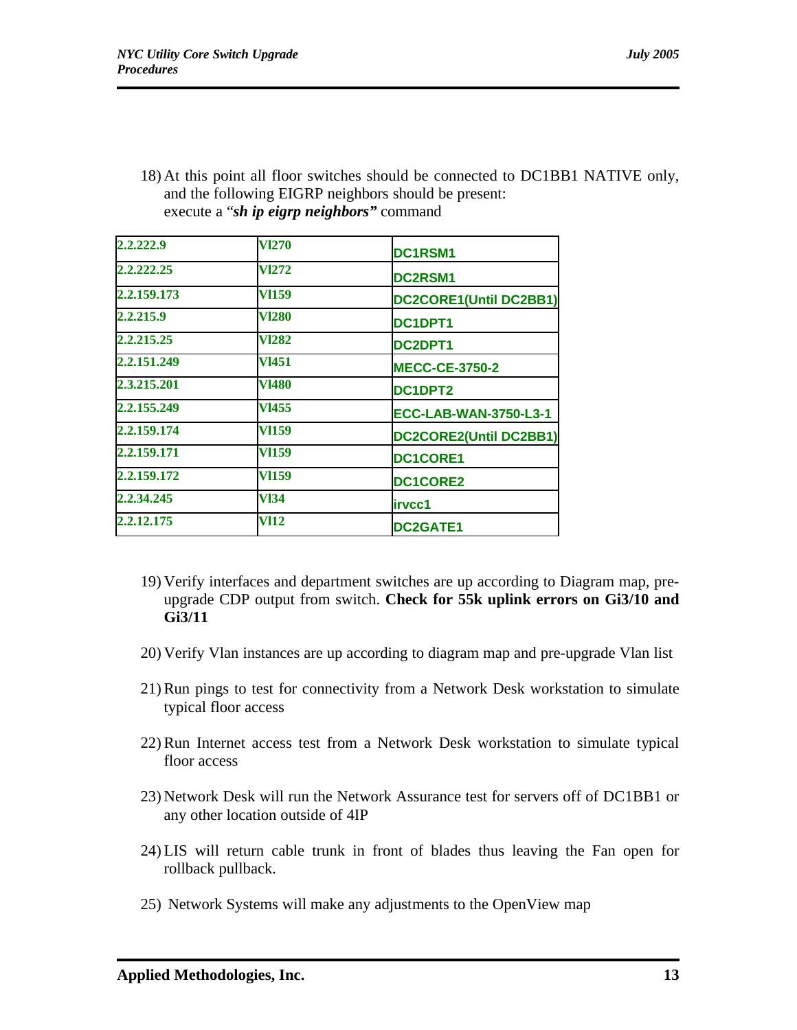18) At this point all floor switches should be connected to DC1BB1 NATIVE only, and the following EIGRP neighbors should be present:
execute a "***sh ip eigrp neighbors***" command

| | | |
|---|---|---|
| 2.2.222.9 | Vl270 | DC1RSM1 |
| 2.2.222.25 | Vl272 | DC2RSM1 |
| 2.2.159.173 | Vl159 | DC2CORE1(Until DC2BB1) |
| 2.2.215.9 | Vl280 | DC1DPT1 |
| 2.2.215.25 | Vl282 | DC2DPT1 |
| 2.2.151.249 | Vl451 | MECC-CE-3750-2 |
| 2.3.215.201 | Vl480 | DC1DPT2 |
| 2.2.155.249 | Vl455 | ECC-LAB-WAN-3750-L3-1 |
| 2.2.159.174 | Vl159 | DC2CORE2(Until DC2BB1) |
| 2.2.159.171 | Vl159 | DC1CORE1 |
| 2.2.159.172 | Vl159 | DC1CORE2 |
| 2.2.34.245 | Vl34 | irvcc1 |
| 2.2.12.175 | Vl12 | DC2GATE1 |

19) Verify interfaces and department switches are up according to Diagram map, pre-upgrade CDP output from switch. **Check for 55k uplink errors on Gi3/10 and Gi3/11**

20) Verify Vlan instances are up according to diagram map and pre-upgrade Vlan list

21) Run pings to test for connectivity from a Network Desk workstation to simulate typical floor access

22) Run Internet access test from a Network Desk workstation to simulate typical floor access

23) Network Desk will run the Network Assurance test for servers off of DC1BB1 or any other location outside of 4IP

24) LIS will return cable trunk in front of blades thus leaving the Fan open for rollback pullback.

25) Network Systems will make any adjustments to the OpenView map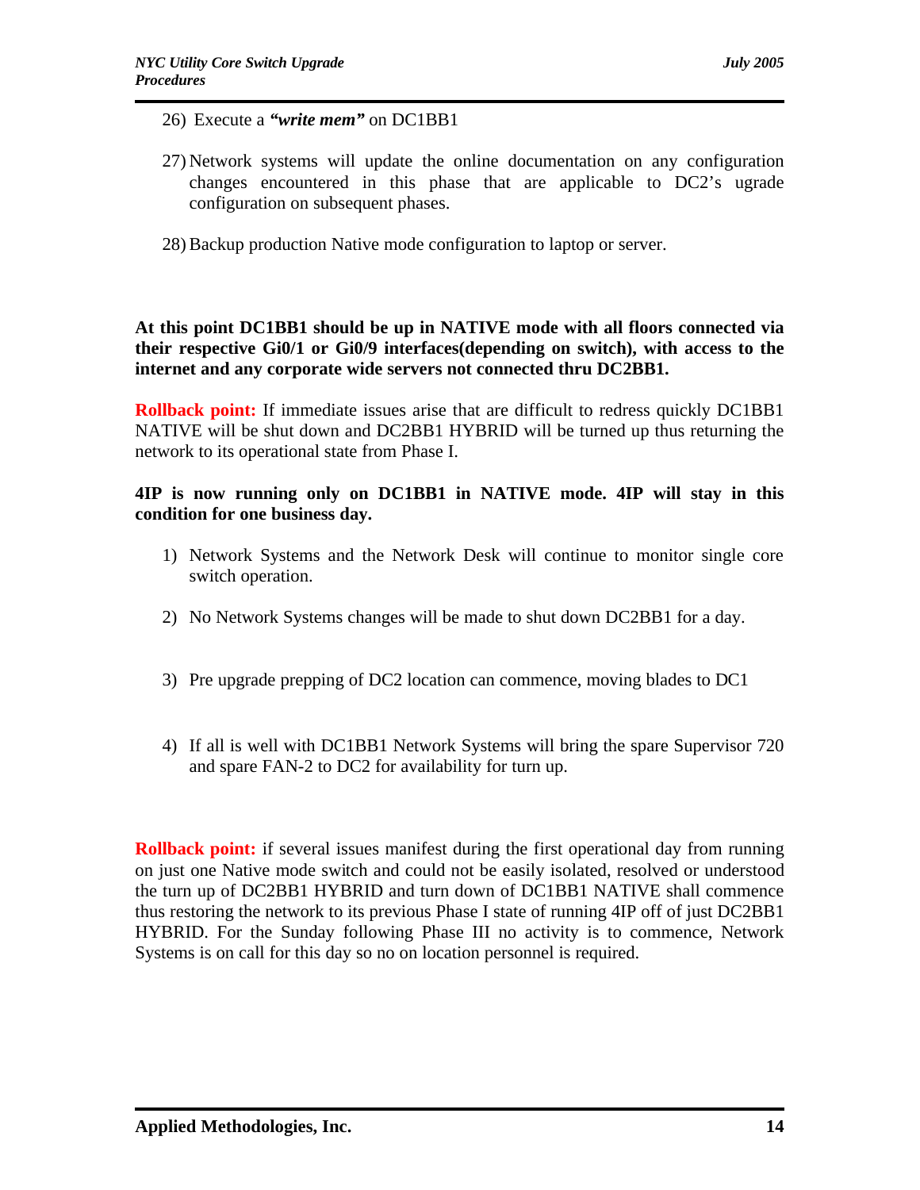26) Execute a ***"write mem"*** on DC1BB1

27) Network systems will update the online documentation on any configuration changes encountered in this phase that are applicable to DC2's ugrade configuration on subsequent phases.

28) Backup production Native mode configuration to laptop or server.

**At this point DC1BB1 should be up in NATIVE mode with all floors connected via their respective Gi0/1 or Gi0/9 interfaces(depending on switch), with access to the internet and any corporate wide servers not connected thru DC2BB1.**

**Rollback point:** If immediate issues arise that are difficult to redress quickly DC1BB1 NATIVE will be shut down and DC2BB1 HYBRID will be turned up thus returning the network to its operational state from Phase I.

**4IP is now running only on DC1BB1 in NATIVE mode. 4IP will stay in this condition for one business day.**

1) Network Systems and the Network Desk will continue to monitor single core switch operation.

2) No Network Systems changes will be made to shut down DC2BB1 for a day.

3) Pre upgrade prepping of DC2 location can commence, moving blades to DC1

4) If all is well with DC1BB1 Network Systems will bring the spare Supervisor 720 and spare FAN-2 to DC2 for availability for turn up.

**Rollback point:** if several issues manifest during the first operational day from running on just one Native mode switch and could not be easily isolated, resolved or understood the turn up of DC2BB1 HYBRID and turn down of DC1BB1 NATIVE shall commence thus restoring the network to its previous Phase I state of running 4IP off of just DC2BB1 HYBRID. For the Sunday following Phase III no activity is to commence, Network Systems is on call for this day so no on location personnel is required.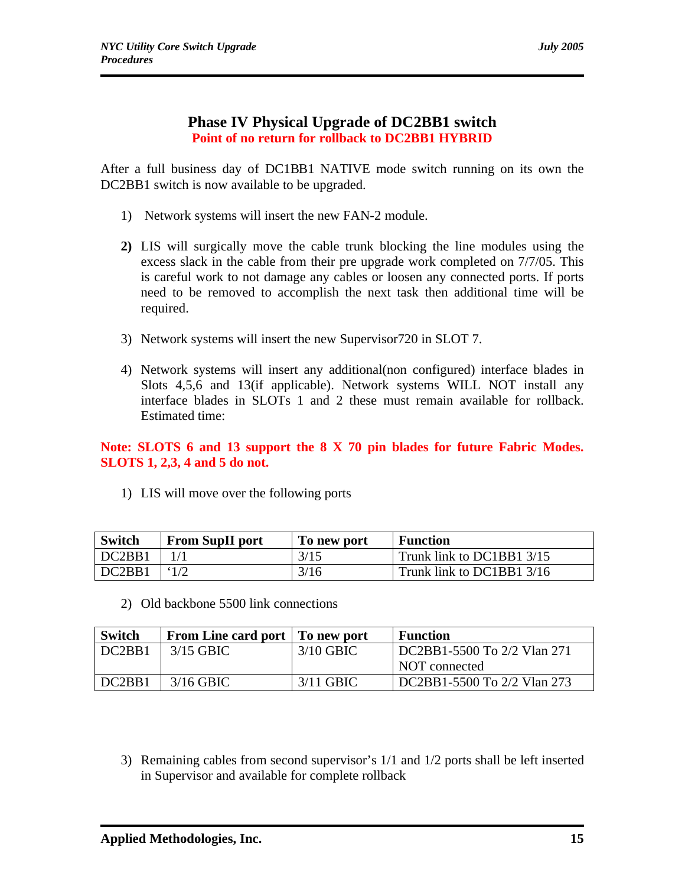## Phase IV Physical Upgrade of DC2BB1 switch

**Point of no return for rollback to DC2BB1 HYBRID**

After a full business day of DC1BB1 NATIVE mode switch running on its own the DC2BB1 switch is now available to be upgraded.

1) Network systems will insert the new FAN-2 module.

**2)** LIS will surgically move the cable trunk blocking the line modules using the excess slack in the cable from their pre upgrade work completed on 7/7/05. This is careful work to not damage any cables or loosen any connected ports. If ports need to be removed to accomplish the next task then additional time will be required.

3) Network systems will insert the new Supervisor720 in SLOT 7.

4) Network systems will insert any additional(non configured) interface blades in Slots 4,5,6 and 13(if applicable). Network systems WILL NOT install any interface blades in SLOTs 1 and 2 these must remain available for rollback. Estimated time:

**Note: SLOTS 6 and 13 support the 8 X 70 pin blades for future Fabric Modes. SLOTS 1, 2,3, 4 and 5 do not.**

1) LIS will move over the following ports

| Switch | From SupII port | To new port | Function |
|---|---|---|---|
| DC2BB1 | 1/1 | 3/15 | Trunk link to DC1BB1 3/15 |
| DC2BB1 | ‘1/2 | 3/16 | Trunk link to DC1BB1 3/16 |

2) Old backbone 5500 link connections

| Switch | From Line card port | To new port | Function |
|---|---|---|---|
| DC2BB1 | 3/15 GBIC | 3/10 GBIC | DC2BB1-5500 To 2/2 Vlan 271 NOT connected |
| DC2BB1 | 3/16 GBIC | 3/11 GBIC | DC2BB1-5500 To 2/2 Vlan 273 |

3) Remaining cables from second supervisor’s 1/1 and 1/2 ports shall be left inserted in Supervisor and available for complete rollback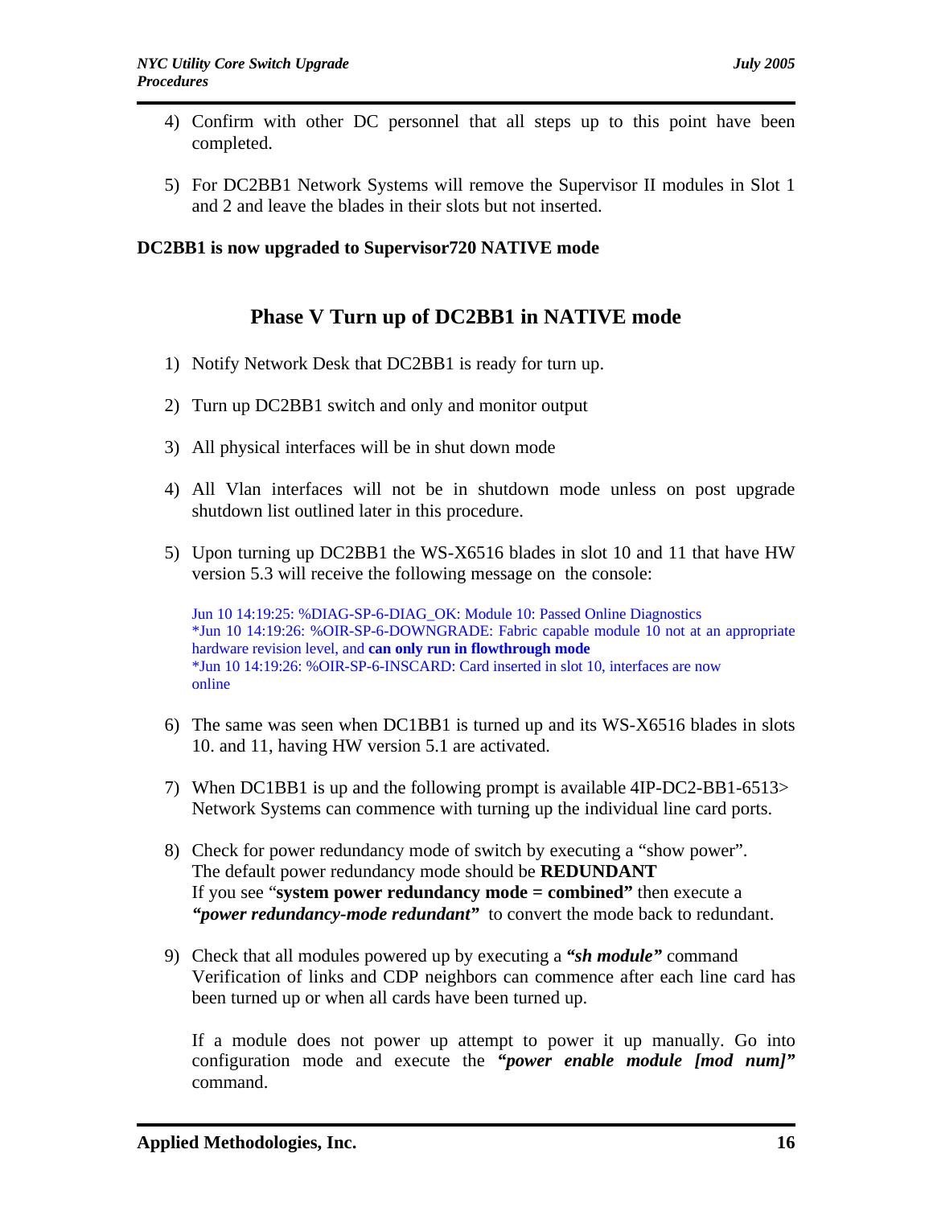4) Confirm with other DC personnel that all steps up to this point have been completed.

5) For DC2BB1 Network Systems will remove the Supervisor II modules in Slot 1 and 2 and leave the blades in their slots but not inserted.

**DC2BB1 is now upgraded to Supervisor720 NATIVE mode**

## Phase V Turn up of DC2BB1 in NATIVE mode

1) Notify Network Desk that DC2BB1 is ready for turn up.

2) Turn up DC2BB1 switch and only and monitor output

3) All physical interfaces will be in shut down mode

4) All Vlan interfaces will not be in shutdown mode unless on post upgrade shutdown list outlined later in this procedure.

5) Upon turning up DC2BB1 the WS-X6516 blades in slot 10 and 11 that have HW version 5.3 will receive the following message on the console:

   Jun 10 14:19:25: %DIAG-SP-6-DIAG_OK: Module 10: Passed Online Diagnostics
   *Jun 10 14:19:26: %OIR-SP-6-DOWNGRADE: Fabric capable module 10 not at an appropriate hardware revision level, and **can only run in flowthrough mode**
   *Jun 10 14:19:26: %OIR-SP-6-INSCARD: Card inserted in slot 10, interfaces are now online

6) The same was seen when DC1BB1 is turned up and its WS-X6516 blades in slots 10. and 11, having HW version 5.1 are activated.

7) When DC1BB1 is up and the following prompt is available 4IP-DC2-BB1-6513> Network Systems can commence with turning up the individual line card ports.

8) Check for power redundancy mode of switch by executing a "show power".
   The default power redundancy mode should be **REDUNDANT**
   If you see "**system power redundancy mode = combined"** then execute a ***"power redundancy-mode redundant"*** to convert the mode back to redundant.

9) Check that all modules powered up by executing a ***"sh module"*** command
   Verification of links and CDP neighbors can commence after each line card has been turned up or when all cards have been turned up.

   If a module does not power up attempt to power it up manually. Go into configuration mode and execute the ***"power enable module [mod num]"*** command.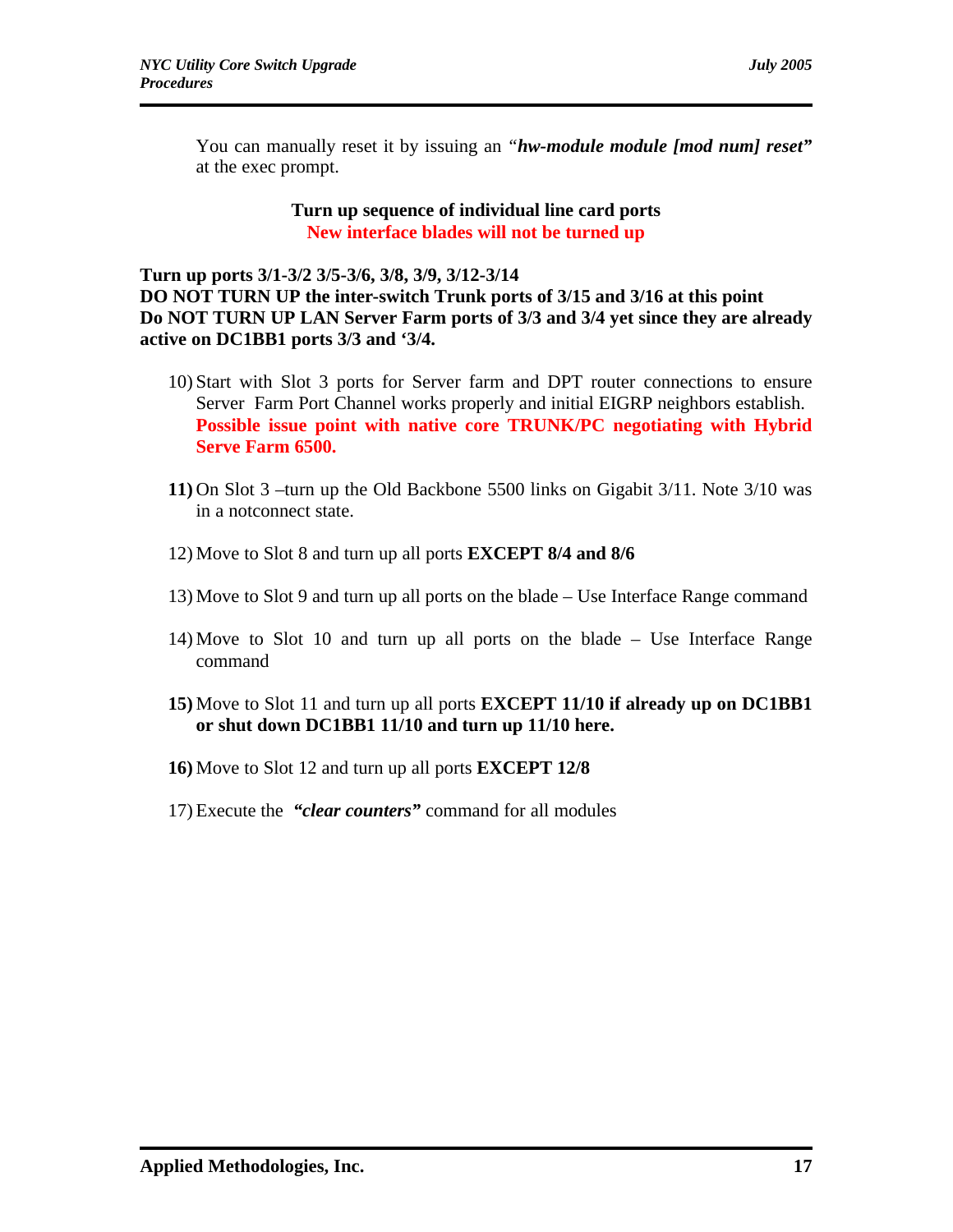You can manually reset it by issuing an "***hw-module module [mod num] reset***" at the exec prompt.

**Turn up sequence of individual line card ports**
**New interface blades will not be turned up**

**Turn up ports 3/1-3/2 3/5-3/6, 3/8, 3/9, 3/12-3/14**
**DO NOT TURN UP the inter-switch Trunk ports of 3/15 and 3/16 at this point**
**Do NOT TURN UP LAN Server Farm ports of 3/3 and 3/4 yet since they are already active on DC1BB1 ports 3/3 and '3/4.**

10) Start with Slot 3 ports for Server farm and DPT router connections to ensure Server Farm Port Channel works properly and initial EIGRP neighbors establish. **Possible issue point with native core TRUNK/PC negotiating with Hybrid Serve Farm 6500.**

11) On Slot 3 –turn up the Old Backbone 5500 links on Gigabit 3/11. Note 3/10 was in a notconnect state.

12) Move to Slot 8 and turn up all ports **EXCEPT 8/4 and 8/6**

13) Move to Slot 9 and turn up all ports on the blade – Use Interface Range command

14) Move to Slot 10 and turn up all ports on the blade – Use Interface Range command

15) Move to Slot 11 and turn up all ports **EXCEPT 11/10 if already up on DC1BB1 or shut down DC1BB1 11/10 and turn up 11/10 here.**

16) Move to Slot 12 and turn up all ports **EXCEPT 12/8**

17) Execute the ***"clear counters"*** command for all modules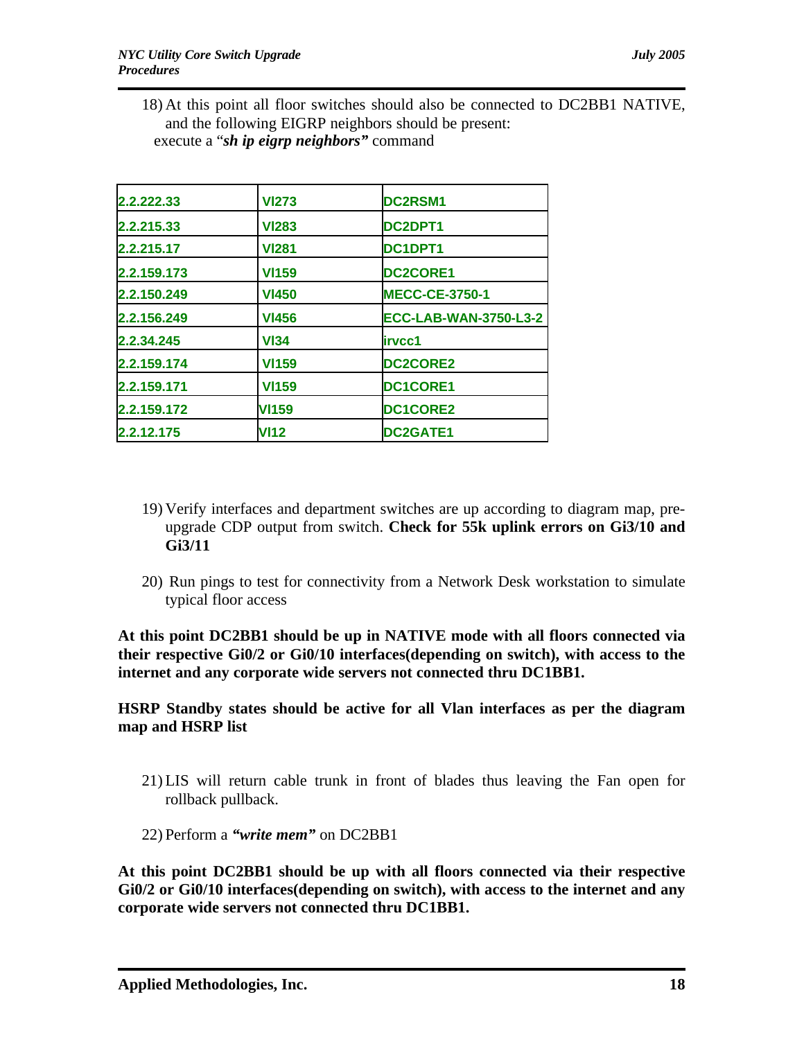18) At this point all floor switches should also be connected to DC2BB1 NATIVE, and the following EIGRP neighbors should be present:
execute a "***sh ip eigrp neighbors***" command

| 2.2.222.33 | Vl273 | DC2RSM1 |
|---|---|---|
| 2.2.215.33 | Vl283 | DC2DPT1 |
| 2.2.215.17 | Vl281 | DC1DPT1 |
| 2.2.159.173 | Vl159 | DC2CORE1 |
| 2.2.150.249 | Vl450 | MECC-CE-3750-1 |
| 2.2.156.249 | Vl456 | ECC-LAB-WAN-3750-L3-2 |
| 2.2.34.245 | Vl34 | irvcc1 |
| 2.2.159.174 | Vl159 | DC2CORE2 |
| 2.2.159.171 | Vl159 | DC1CORE1 |
| 2.2.159.172 | Vl159 | DC1CORE2 |
| 2.2.12.175 | Vl12 | DC2GATE1 |

19) Verify interfaces and department switches are up according to diagram map, pre-upgrade CDP output from switch. **Check for 55k uplink errors on Gi3/10 and Gi3/11**

20) Run pings to test for connectivity from a Network Desk workstation to simulate typical floor access

**At this point DC2BB1 should be up in NATIVE mode with all floors connected via their respective Gi0/2 or Gi0/10 interfaces(depending on switch), with access to the internet and any corporate wide servers not connected thru DC1BB1.**

**HSRP Standby states should be active for all Vlan interfaces as per the diagram map and HSRP list**

21) LIS will return cable trunk in front of blades thus leaving the Fan open for rollback pullback.

22) Perform a ***"write mem"*** on DC2BB1

**At this point DC2BB1 should be up with all floors connected via their respective Gi0/2 or Gi0/10 interfaces(depending on switch), with access to the internet and any corporate wide servers not connected thru DC1BB1.**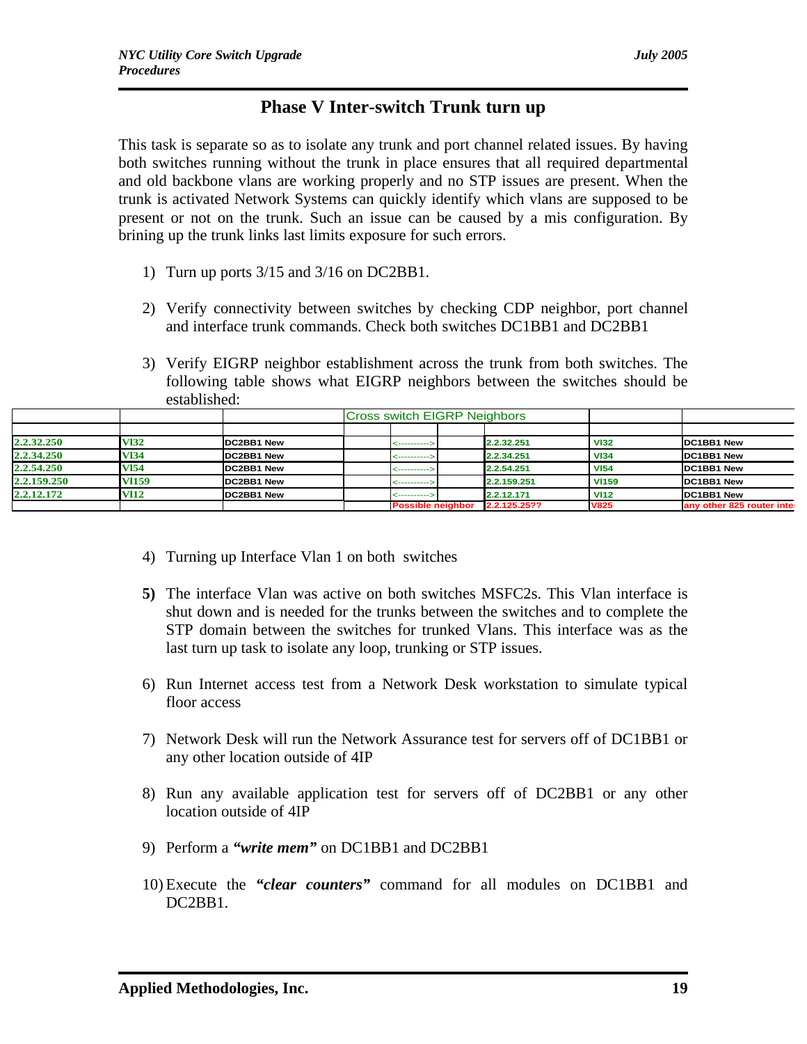# Phase V Inter-switch Trunk turn up

This task is separate so as to isolate any trunk and port channel related issues. By having both switches running without the trunk in place ensures that all required departmental and old backbone vlans are working properly and no STP issues are present. When the trunk is activated Network Systems can quickly identify which vlans are supposed to be present or not on the trunk. Such an issue can be caused by a mis configuration. By brining up the trunk links last limits exposure for such errors.

1) Turn up ports 3/15 and 3/16 on DC2BB1.

2) Verify connectivity between switches by checking CDP neighbor, port channel and interface trunk commands. Check both switches DC1BB1 and DC2BB1

3) Verify EIGRP neighbor establishment across the trunk from both switches. The following table shows what EIGRP neighbors between the switches should be established:

| | | | Cross switch EIGRP Neighbors | | | | | |
|---|---|---|---|---|---|---|---|---|
| | | | | | | | | |
| 2.2.32.250 | Vl32 | DC2BB1 New | | <----------> | | 2.2.32.251 | Vl32 | DC1BB1 New |
| 2.2.34.250 | Vl34 | DC2BB1 New | | <----------> | | 2.2.34.251 | Vl34 | DC1BB1 New |
| 2.2.54.250 | Vl54 | DC2BB1 New | | <----------> | | 2.2.54.251 | Vl54 | DC1BB1 New |
| 2.2.159.250 | Vl159 | DC2BB1 New | | <----------> | | 2.2.159.251 | Vl159 | DC1BB1 New |
| 2.2.12.172 | Vl12 | DC2BB1 New | | <----------> | | 2.2.12.171 | Vl12 | DC1BB1 New |
| | | | | Possible neighbor | | 2.2.125.25?? | V825 | any other 825 router inte |

4) Turning up Interface Vlan 1 on both switches

**5)** The interface Vlan was active on both switches MSFC2s. This Vlan interface is shut down and is needed for the trunks between the switches and to complete the STP domain between the switches for trunked Vlans. This interface was as the last turn up task to isolate any loop, trunking or STP issues.

6) Run Internet access test from a Network Desk workstation to simulate typical floor access

7) Network Desk will run the Network Assurance test for servers off of DC1BB1 or any other location outside of 4IP

8) Run any available application test for servers off of DC2BB1 or any other location outside of 4IP

9) Perform a ***"write mem"*** on DC1BB1 and DC2BB1

10) Execute the ***"clear counters"*** command for all modules on DC1BB1 and DC2BB1.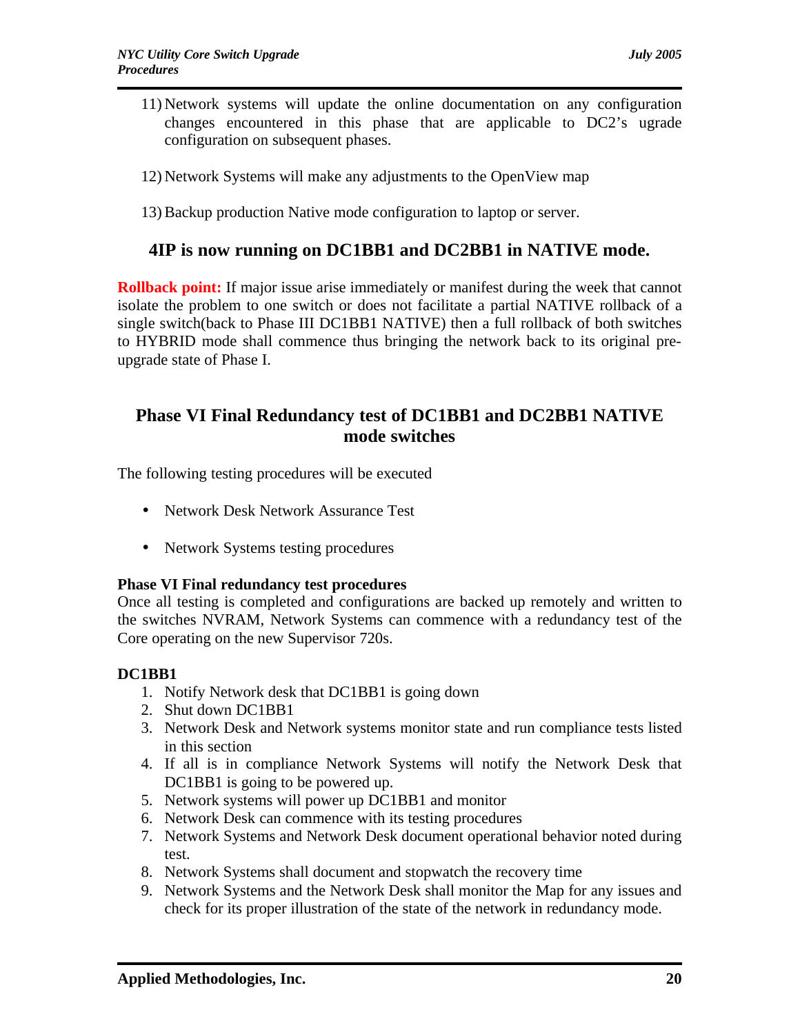11) Network systems will update the online documentation on any configuration changes encountered in this phase that are applicable to DC2's ugrade configuration on subsequent phases.

12) Network Systems will make any adjustments to the OpenView map

13) Backup production Native mode configuration to laptop or server.

## 4IP is now running on DC1BB1 and DC2BB1 in NATIVE mode.

**Rollback point:** If major issue arise immediately or manifest during the week that cannot isolate the problem to one switch or does not facilitate a partial NATIVE rollback of a single switch(back to Phase III DC1BB1 NATIVE) then a full rollback of both switches to HYBRID mode shall commence thus bringing the network back to its original pre-upgrade state of Phase I.

## Phase VI Final Redundancy test of DC1BB1 and DC2BB1 NATIVE mode switches

The following testing procedures will be executed

- Network Desk Network Assurance Test
- Network Systems testing procedures

**Phase VI Final redundancy test procedures**

Once all testing is completed and configurations are backed up remotely and written to the switches NVRAM, Network Systems can commence with a redundancy test of the Core operating on the new Supervisor 720s.

**DC1BB1**

1. Notify Network desk that DC1BB1 is going down
2. Shut down DC1BB1
3. Network Desk and Network systems monitor state and run compliance tests listed in this section
4. If all is in compliance Network Systems will notify the Network Desk that DC1BB1 is going to be powered up.
5. Network systems will power up DC1BB1 and monitor
6. Network Desk can commence with its testing procedures
7. Network Systems and Network Desk document operational behavior noted during test.
8. Network Systems shall document and stopwatch the recovery time
9. Network Systems and the Network Desk shall monitor the Map for any issues and check for its proper illustration of the state of the network in redundancy mode.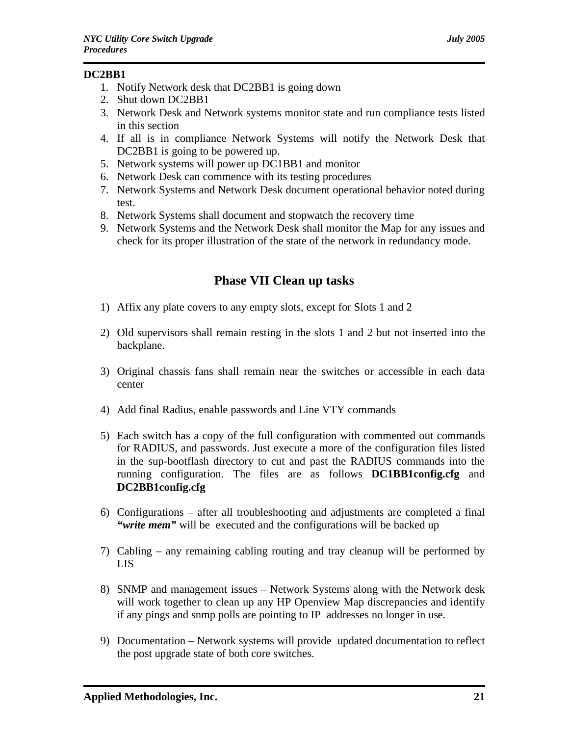**DC2BB1**

1. Notify Network desk that DC2BB1 is going down
2. Shut down DC2BB1
3. Network Desk and Network systems monitor state and run compliance tests listed in this section
4. If all is in compliance Network Systems will notify the Network Desk that DC2BB1 is going to be powered up.
5. Network systems will power up DC1BB1 and monitor
6. Network Desk can commence with its testing procedures
7. Network Systems and Network Desk document operational behavior noted during test.
8. Network Systems shall document and stopwatch the recovery time
9. Network Systems and the Network Desk shall monitor the Map for any issues and check for its proper illustration of the state of the network in redundancy mode.

## Phase VII Clean up tasks

1) Affix any plate covers to any empty slots, except for Slots 1 and 2

2) Old supervisors shall remain resting in the slots 1 and 2 but not inserted into the backplane.

3) Original chassis fans shall remain near the switches or accessible in each data center

4) Add final Radius, enable passwords and Line VTY commands

5) Each switch has a copy of the full configuration with commented out commands for RADIUS, and passwords. Just execute a more of the configuration files listed in the sup-bootflash directory to cut and past the RADIUS commands into the running configuration. The files are as follows **DC1BB1config.cfg** and **DC2BB1config.cfg**

6) Configurations – after all troubleshooting and adjustments are completed a final ***"write mem"*** will be executed and the configurations will be backed up

7) Cabling – any remaining cabling routing and tray cleanup will be performed by LIS

8) SNMP and management issues – Network Systems along with the Network desk will work together to clean up any HP Openview Map discrepancies and identify if any pings and snmp polls are pointing to IP addresses no longer in use.

9) Documentation – Network systems will provide updated documentation to reflect the post upgrade state of both core switches.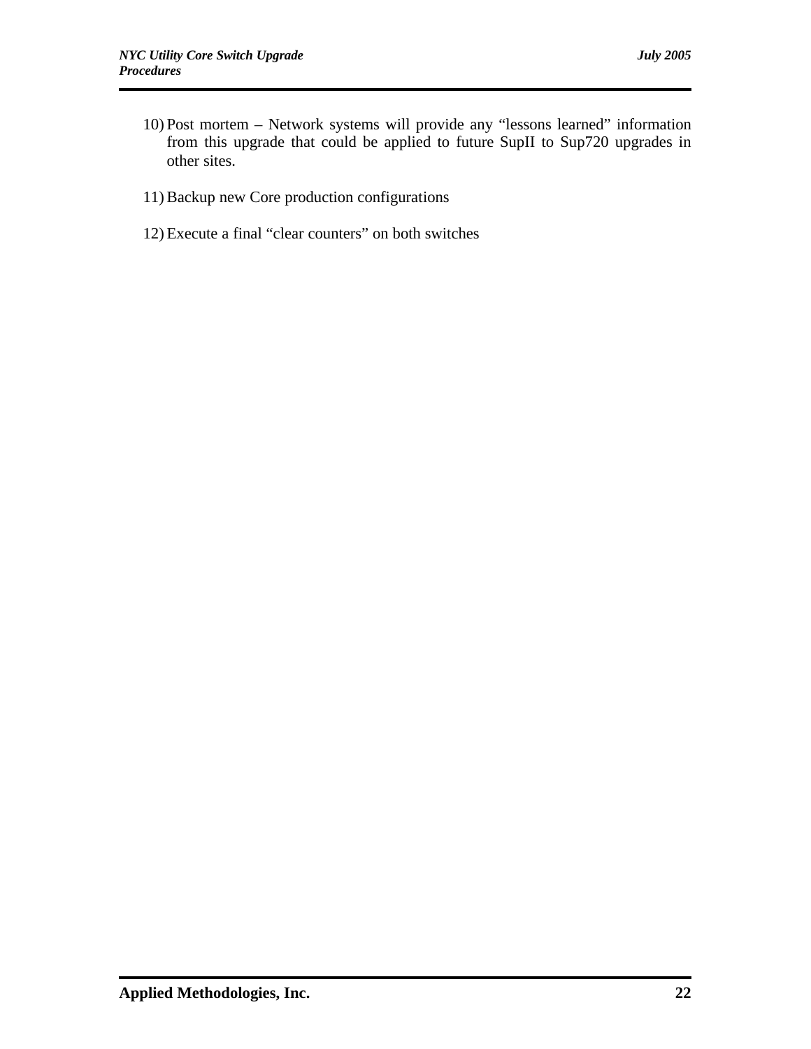10) Post mortem – Network systems will provide any "lessons learned" information from this upgrade that could be applied to future SupII to Sup720 upgrades in other sites.

11) Backup new Core production configurations

12) Execute a final "clear counters" on both switches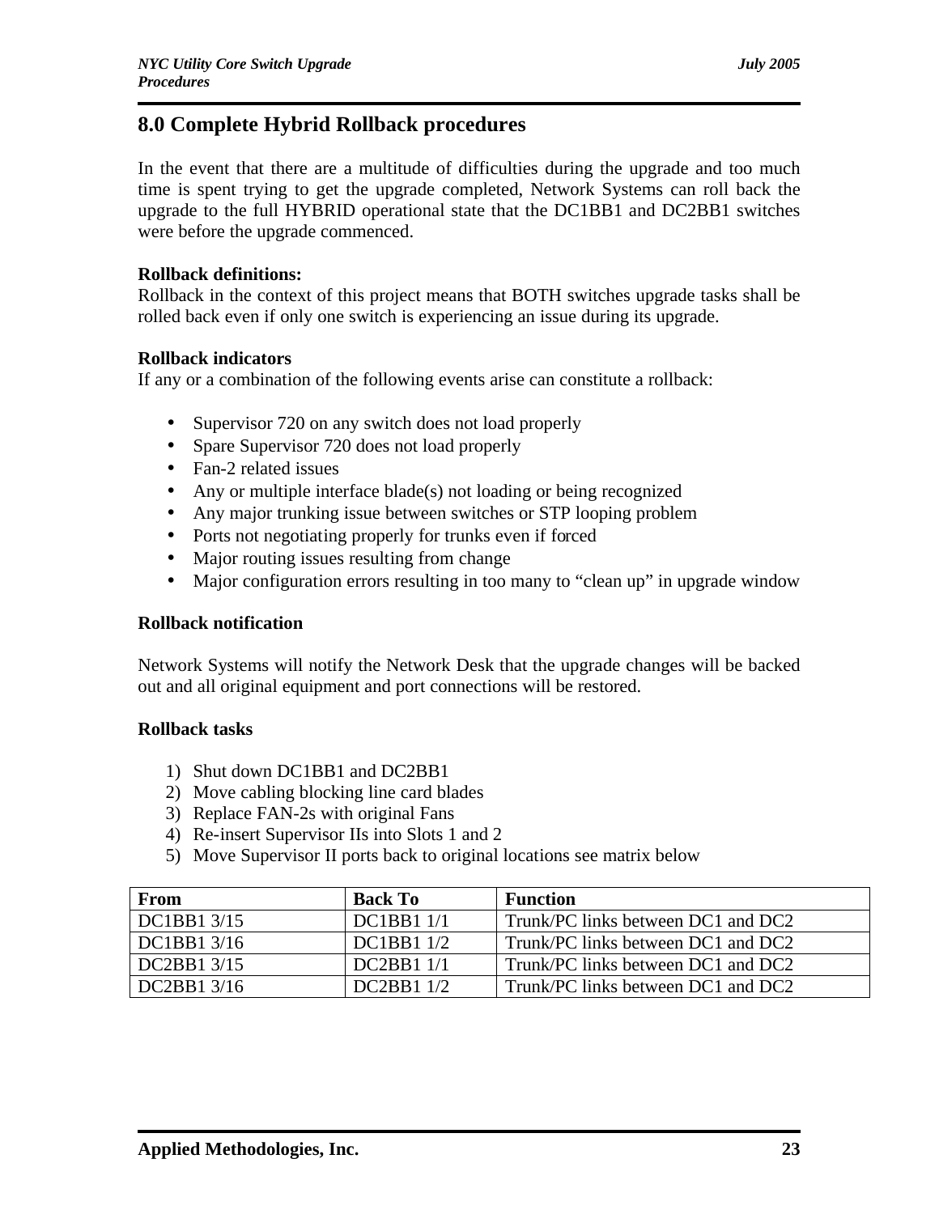## 8.0 Complete Hybrid Rollback procedures

In the event that there are a multitude of difficulties during the upgrade and too much time is spent trying to get the upgrade completed, Network Systems can roll back the upgrade to the full HYBRID operational state that the DC1BB1 and DC2BB1 switches were before the upgrade commenced.

**Rollback definitions:**
Rollback in the context of this project means that BOTH switches upgrade tasks shall be rolled back even if only one switch is experiencing an issue during its upgrade.

**Rollback indicators**
If any or a combination of the following events arise can constitute a rollback:

- Supervisor 720 on any switch does not load properly
- Spare Supervisor 720 does not load properly
- Fan-2 related issues
- Any or multiple interface blade(s) not loading or being recognized
- Any major trunking issue between switches or STP looping problem
- Ports not negotiating properly for trunks even if forced
- Major routing issues resulting from change
- Major configuration errors resulting in too many to "clean up" in upgrade window

**Rollback notification**

Network Systems will notify the Network Desk that the upgrade changes will be backed out and all original equipment and port connections will be restored.

**Rollback tasks**

1) Shut down DC1BB1 and DC2BB1
2) Move cabling blocking line card blades
3) Replace FAN-2s with original Fans
4) Re-insert Supervisor IIs into Slots 1 and 2
5) Move Supervisor II ports back to original locations see matrix below

| From | Back To | Function |
|---|---|---|
| DC1BB1 3/15 | DC1BB1 1/1 | Trunk/PC links between DC1 and DC2 |
| DC1BB1 3/16 | DC1BB1 1/2 | Trunk/PC links between DC1 and DC2 |
| DC2BB1 3/15 | DC2BB1 1/1 | Trunk/PC links between DC1 and DC2 |
| DC2BB1 3/16 | DC2BB1 1/2 | Trunk/PC links between DC1 and DC2 |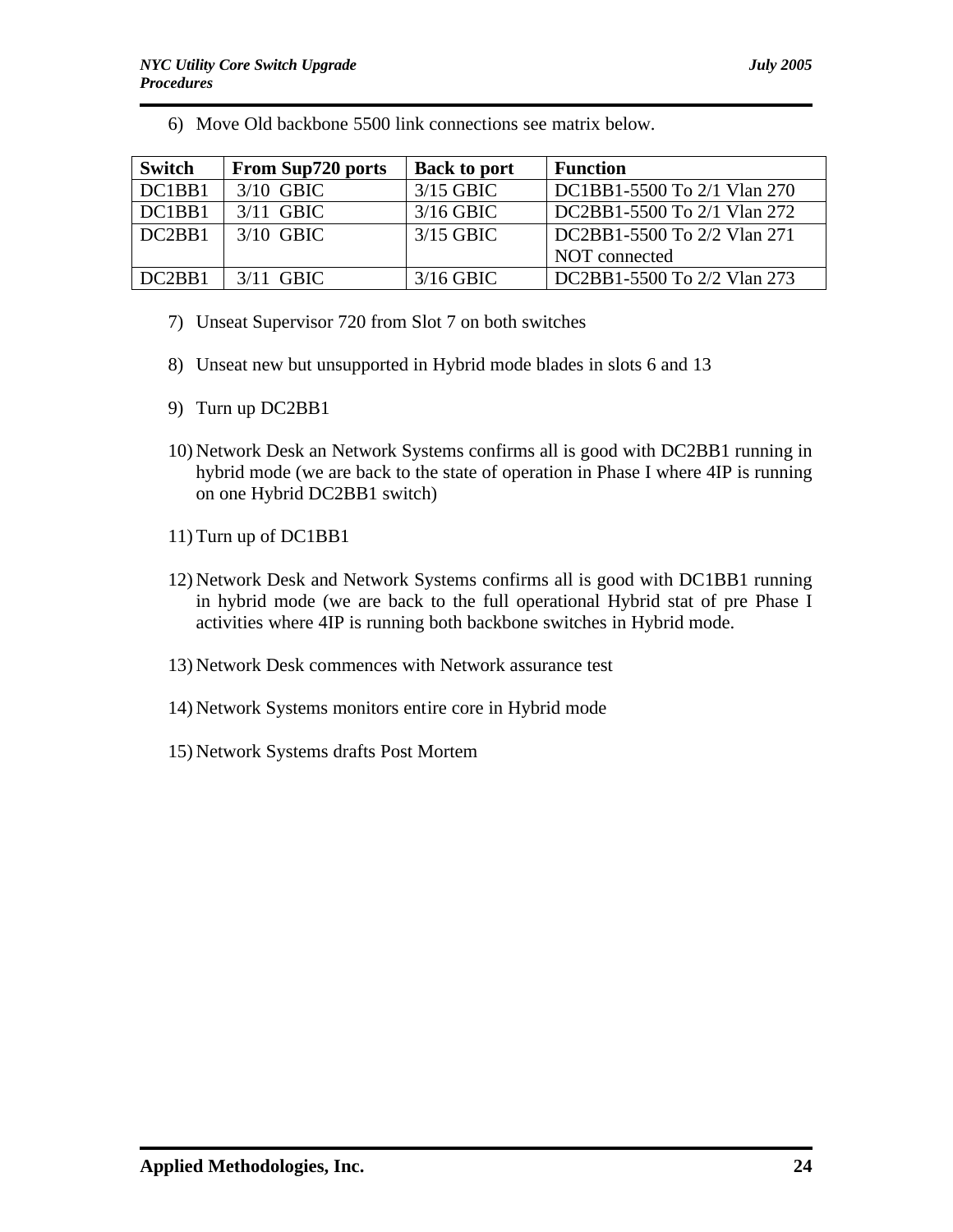6) Move Old backbone 5500 link connections see matrix below.

| Switch | From Sup720 ports | Back to port | Function |
|---|---|---|---|
| DC1BB1 | 3/10 GBIC | 3/15 GBIC | DC1BB1-5500 To 2/1 Vlan 270 |
| DC1BB1 | 3/11 GBIC | 3/16 GBIC | DC2BB1-5500 To 2/1 Vlan 272 |
| DC2BB1 | 3/10 GBIC | 3/15 GBIC | DC2BB1-5500 To 2/2 Vlan 271 NOT connected |
| DC2BB1 | 3/11 GBIC | 3/16 GBIC | DC2BB1-5500 To 2/2 Vlan 273 |

7) Unseat Supervisor 720 from Slot 7 on both switches

8) Unseat new but unsupported in Hybrid mode blades in slots 6 and 13

9) Turn up DC2BB1

10) Network Desk an Network Systems confirms all is good with DC2BB1 running in hybrid mode (we are back to the state of operation in Phase I where 4IP is running on one Hybrid DC2BB1 switch)

11) Turn up of DC1BB1

12) Network Desk and Network Systems confirms all is good with DC1BB1 running in hybrid mode (we are back to the full operational Hybrid stat of pre Phase I activities where 4IP is running both backbone switches in Hybrid mode.

13) Network Desk commences with Network assurance test

14) Network Systems monitors entire core in Hybrid mode

15) Network Systems drafts Post Mortem